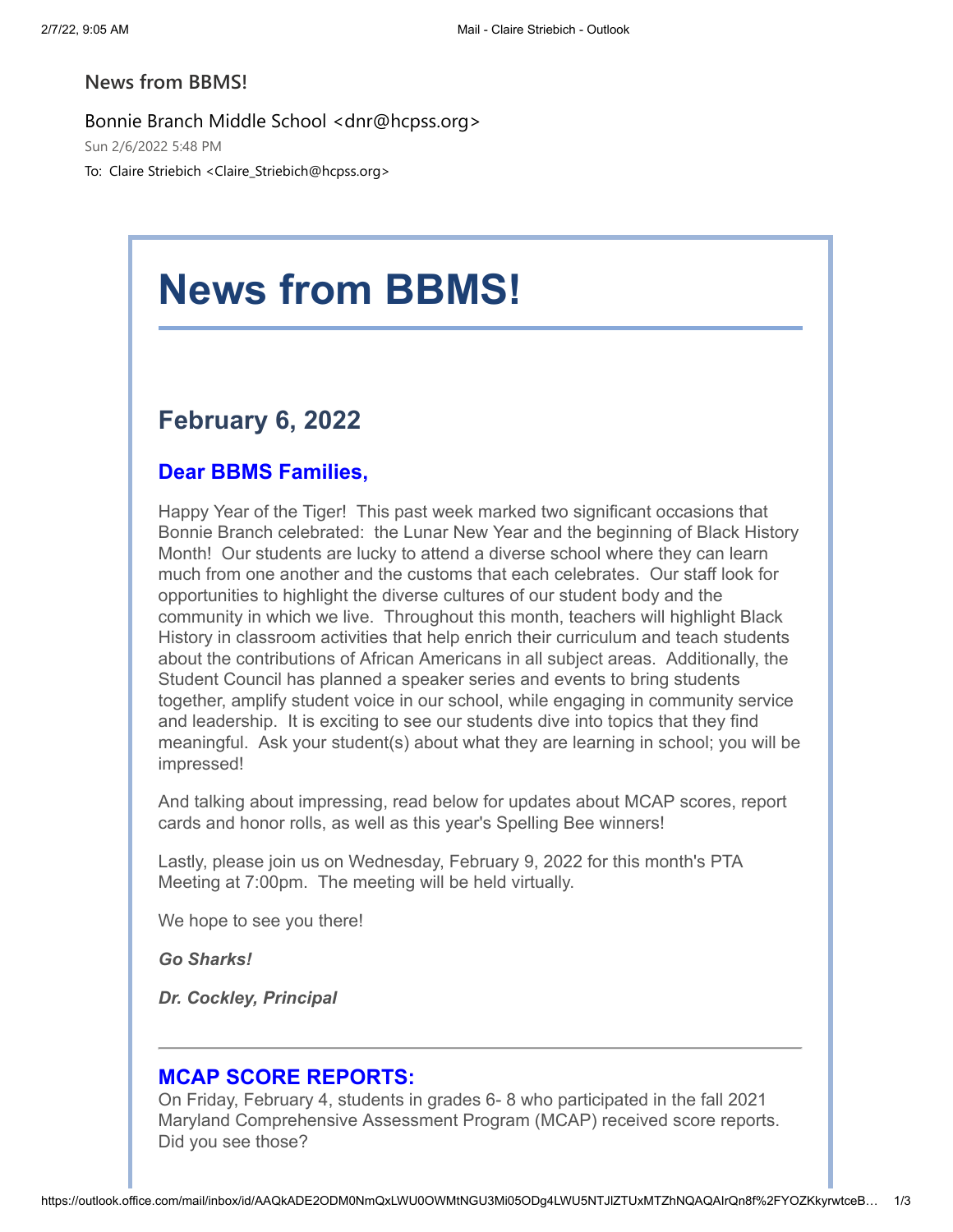News from BBMS!

Bonnie Branch Middle School <dnr@hcpss.org>

Sun 2/6/2022 5:48 PM

To: Claire Striebich <Claire_Striebich@hcpss.org>

# News from BBMS!

## February 6, 2022

### Dear BBMS Families,

Happy Year of the Tiger! This past week marked two significant occasions that Bonnie Branch celebrated: the Lunar New Year and the beginning of Black History Month! Our students are lucky to attend a diverse school where they can learn much from one another and the customs that each celebrates. Our staff look for opportunities to highlight the diverse cultures of our student body and the community in which we live. Throughout this month, teachers will highlight Black History in classroom activities that help enrich their curriculum and teach students about the contributions of African Americans in all subject areas. Additionally, the Student Council has planned a speaker series and events to bring students together, amplify student voice in our school, while engaging in community service and leadership. It is exciting to see our students dive into topics that they find meaningful. Ask your student(s) about what they are learning in school; you will be impressed!

And talking about impressing, read below for updates about MCAP scores, report cards and honor rolls, as well as this year's Spelling Bee winners!

Lastly, please join us on Wednesday, February 9, 2022 for this month's PTA Meeting at 7:00pm. The meeting will be held virtually.

We hope to see you there!

***Go Sharks!***

***Dr. Cockley, Principal***

---

### MCAP SCORE REPORTS:

On Friday, February 4, students in grades 6- 8 who participated in the fall 2021 Maryland Comprehensive Assessment Program (MCAP) received score reports. Did you see those?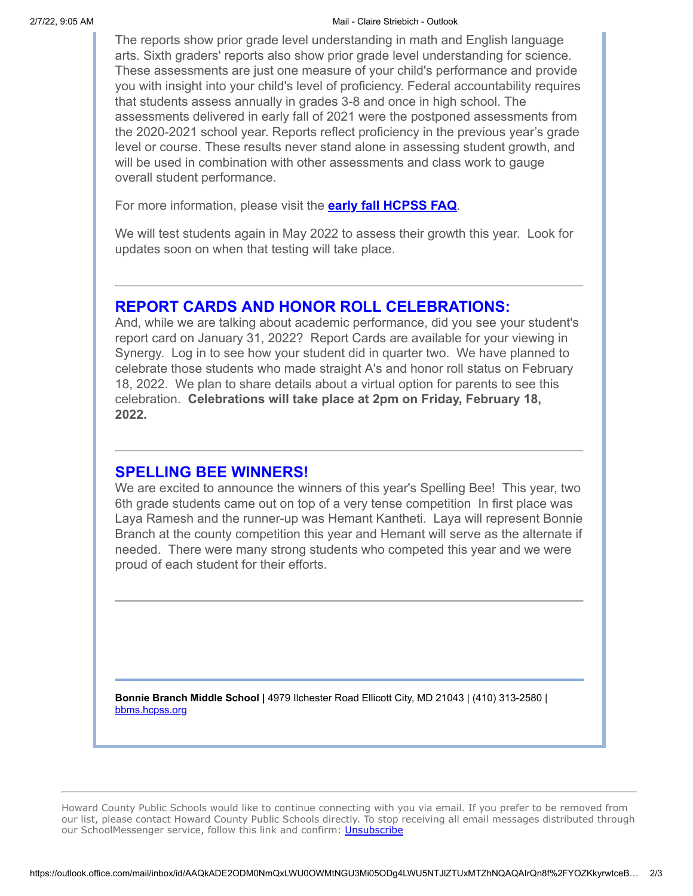The reports show prior grade level understanding in math and English language arts. Sixth graders' reports also show prior grade level understanding for science. These assessments are just one measure of your child's performance and provide you with insight into your child's level of proficiency. Federal accountability requires that students assess annually in grades 3-8 and once in high school. The assessments delivered in early fall of 2021 were the postponed assessments from the 2020-2021 school year. Reports reflect proficiency in the previous year's grade level or course. These results never stand alone in assessing student growth, and will be used in combination with other assessments and class work to gauge overall student performance.

For more information, please visit the **early fall HCPSS FAQ**.

We will test students again in May 2022 to assess their growth this year. Look for updates soon on when that testing will take place.

---

## REPORT CARDS AND HONOR ROLL CELEBRATIONS:

And, while we are talking about academic performance, did you see your student's report card on January 31, 2022? Report Cards are available for your viewing in Synergy. Log in to see how your student did in quarter two. We have planned to celebrate those students who made straight A's and honor roll status on February 18, 2022. We plan to share details about a virtual option for parents to see this celebration. **Celebrations will take place at 2pm on Friday, February 18, 2022.**

---

## SPELLING BEE WINNERS!

We are excited to announce the winners of this year's Spelling Bee! This year, two 6th grade students came out on top of a very tense competition In first place was Laya Ramesh and the runner-up was Hemant Kantheti. Laya will represent Bonnie Branch at the county competition this year and Hemant will serve as the alternate if needed. There were many strong students who competed this year and we were proud of each student for their efforts.

---

**Bonnie Branch Middle School |** 4979 Ilchester Road Ellicott City, MD 21043 | (410) 313-2580 | bbms.hcpss.org

---

Howard County Public Schools would like to continue connecting with you via email. If you prefer to be removed from our list, please contact Howard County Public Schools directly. To stop receiving all email messages distributed through our SchoolMessenger service, follow this link and confirm: Unsubscribe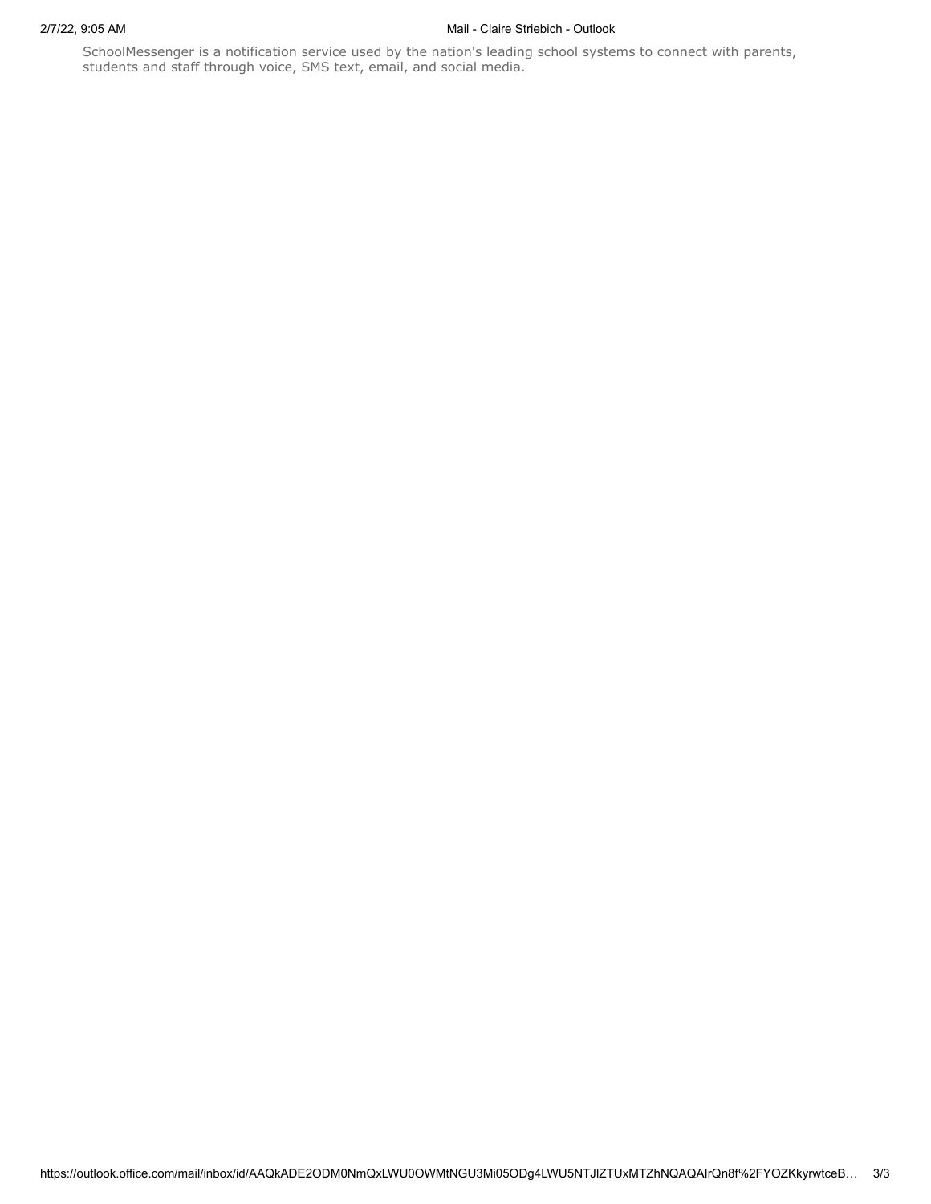SchoolMessenger is a notification service used by the nation's leading school systems to connect with parents, students and staff through voice, SMS text, email, and social media.